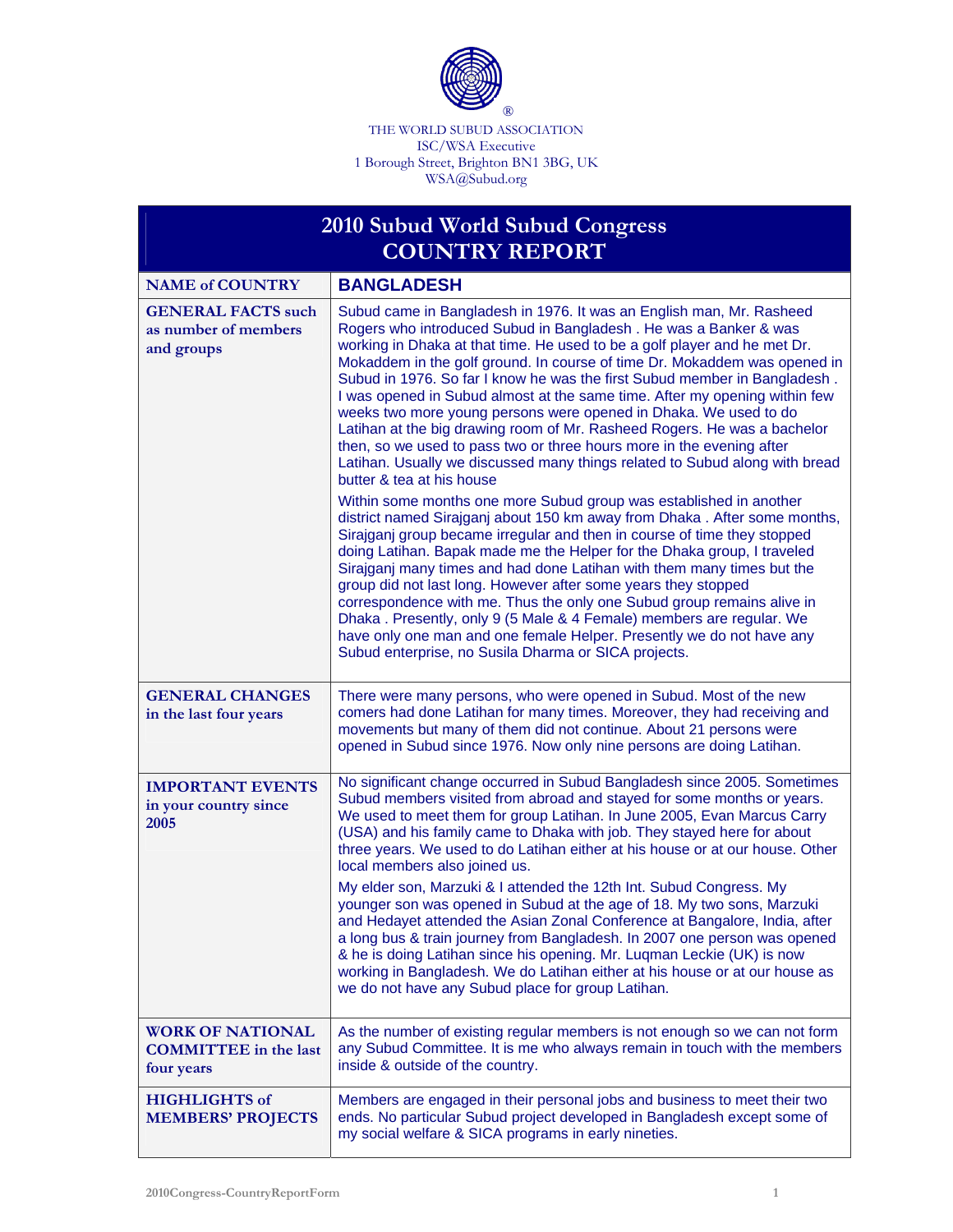®

THE WORLD SUBUD ASSOCIATION
ISC/WSA Executive
1 Borough Street, Brighton BN1 3BG, UK
WSA@Subud.org

# 2010 Subud World Subud Congress
# COUNTRY REPORT

| NAME of COUNTRY | BANGLADESH |
|---|---|
| **GENERAL FACTS such as number of members and groups** | Subud came in Bangladesh in 1976. It was an English man, Mr. Rasheed Rogers who introduced Subud in Bangladesh . He was a Banker & was working in Dhaka at that time. He used to be a golf player and he met Dr. Mokaddem in the golf ground. In course of time Dr. Mokaddem was opened in Subud in 1976. So far I know he was the first Subud member in Bangladesh . I was opened in Subud almost at the same time. After my opening within few weeks two more young persons were opened in Dhaka. We used to do Latihan at the big drawing room of Mr. Rasheed Rogers. He was a bachelor then, so we used to pass two or three hours more in the evening after Latihan. Usually we discussed many things related to Subud along with bread butter & tea at his house<br><br>Within some months one more Subud group was established in another district named Sirajganj about 150 km away from Dhaka . After some months, Sirajganj group became irregular and then in course of time they stopped doing Latihan. Bapak made me the Helper for the Dhaka group, I traveled Sirajganj many times and had done Latihan with them many times but the group did not last long. However after some years they stopped correspondence with me. Thus the only one Subud group remains alive in Dhaka . Presently, only 9 (5 Male & 4 Female) members are regular. We have only one man and one female Helper. Presently we do not have any Subud enterprise, no Susila Dharma or SICA projects. |
| **GENERAL CHANGES in the last four years** | There were many persons, who were opened in Subud. Most of the new comers had done Latihan for many times. Moreover, they had receiving and movements but many of them did not continue. About 21 persons were opened in Subud since 1976. Now only nine persons are doing Latihan. |
| **IMPORTANT EVENTS in your country since 2005** | No significant change occurred in Subud Bangladesh since 2005. Sometimes Subud members visited from abroad and stayed for some months or years. We used to meet them for group Latihan. In June 2005, Evan Marcus Carry (USA) and his family came to Dhaka with job. They stayed here for about three years. We used to do Latihan either at his house or at our house. Other local members also joined us.<br><br>My elder son, Marzuki & I attended the 12th Int. Subud Congress. My younger son was opened in Subud at the age of 18. My two sons, Marzuki and Hedayet attended the Asian Zonal Conference at Bangalore, India, after a long bus & train journey from Bangladesh. In 2007 one person was opened & he is doing Latihan since his opening. Mr. Luqman Leckie (UK) is now working in Bangladesh. We do Latihan either at his house or at our house as we do not have any Subud place for group Latihan. |
| **WORK OF NATIONAL COMMITTEE in the last four years** | As the number of existing regular members is not enough so we can not form any Subud Committee. It is me who always remain in touch with the members inside & outside of the country. |
| **HIGHLIGHTS of MEMBERS' PROJECTS** | Members are engaged in their personal jobs and business to meet their two ends. No particular Subud project developed in Bangladesh except some of my social welfare & SICA programs in early nineties. |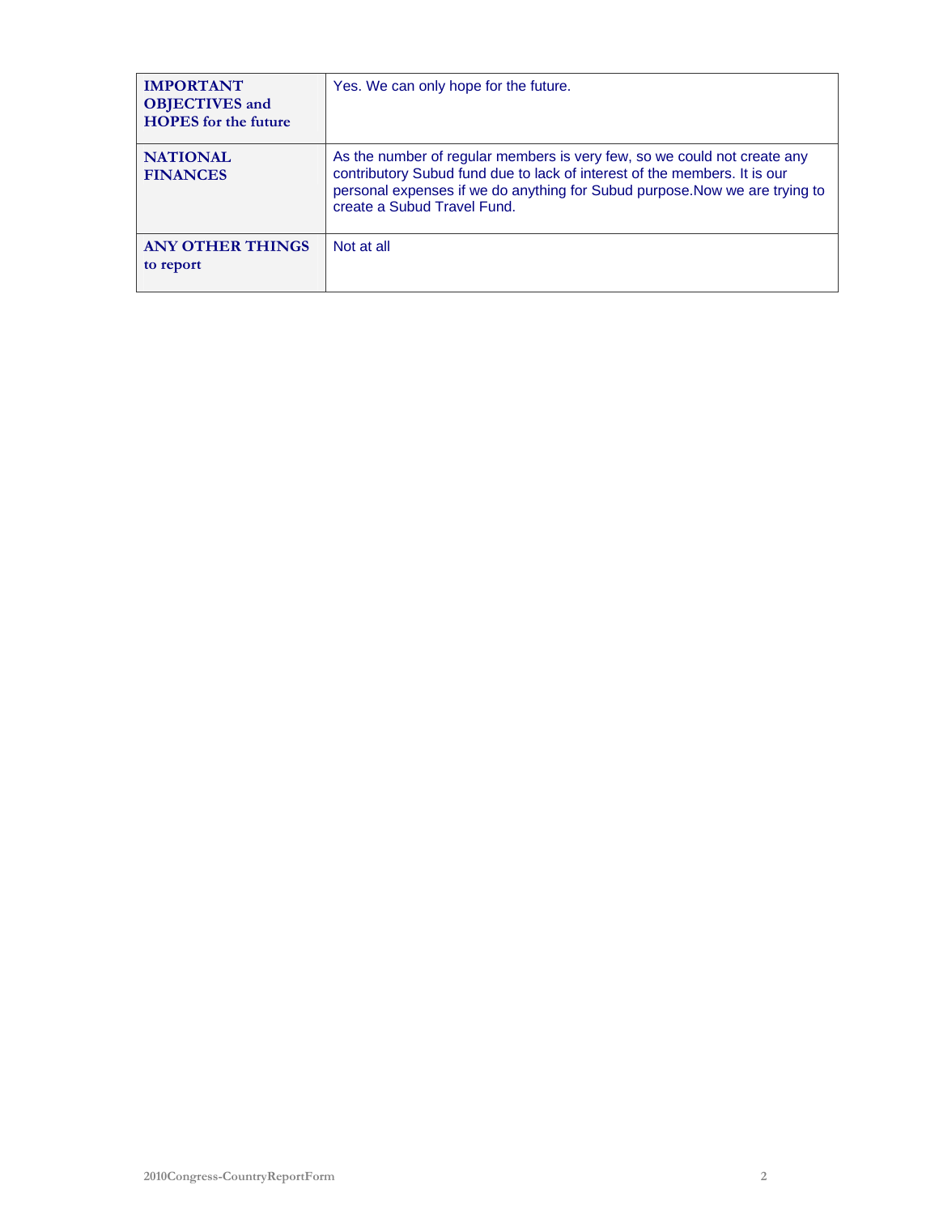| | |
|---|---|
| **IMPORTANT OBJECTIVES and HOPES for the future** | Yes. We can only hope for the future. |
| **NATIONAL FINANCES** | As the number of regular members is very few, so we could not create any contributory Subud fund due to lack of interest of the members. It is our personal expenses if we do anything for Subud purpose.Now we are trying to create a Subud Travel Fund. |
| **ANY OTHER THINGS to report** | Not at all |